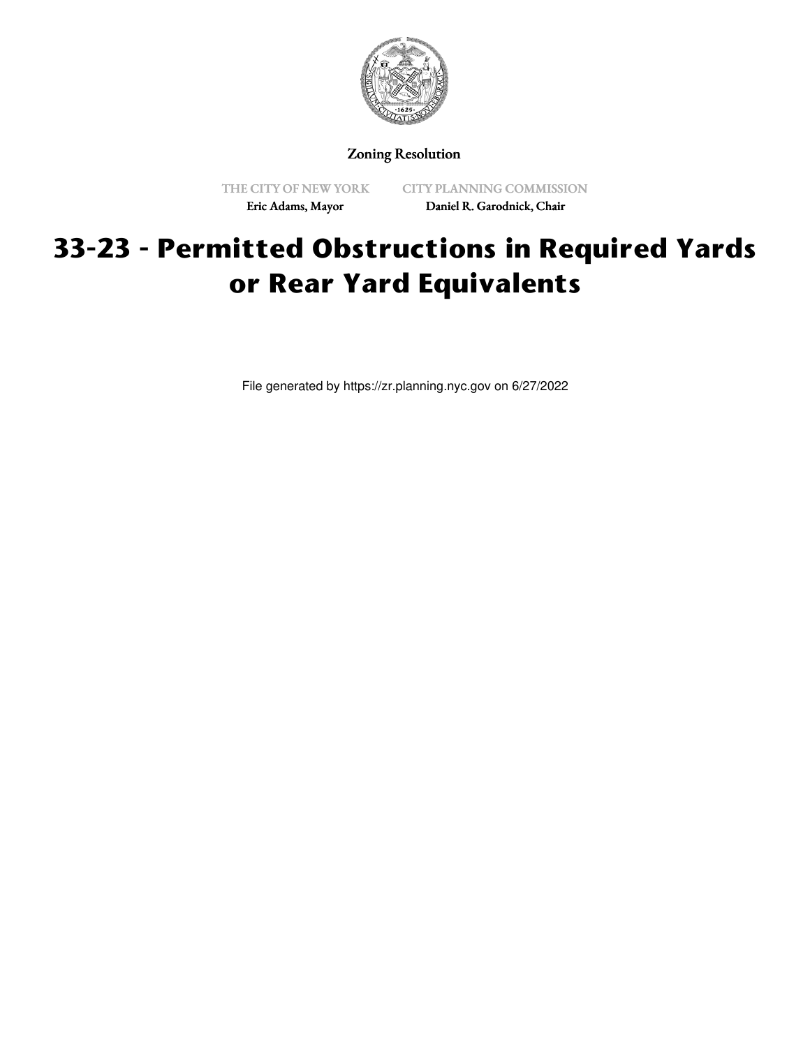Zoning Resolution

THE CITY OF NEW YORK
Eric Adams, Mayor

CITY PLANNING COMMISSION
Daniel R. Garodnick, Chair

# 33-23 - Permitted Obstructions in Required Yards or Rear Yard Equivalents

File generated by https://zr.planning.nyc.gov on 6/27/2022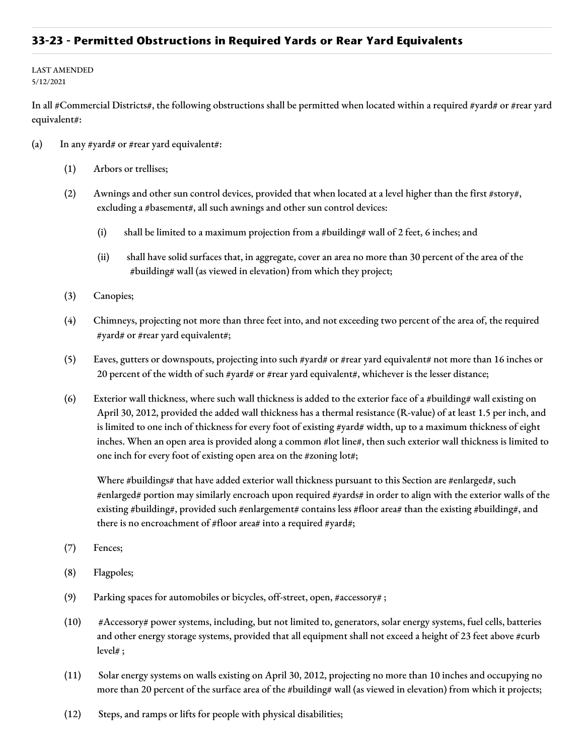## 33-23 - Permitted Obstructions in Required Yards or Rear Yard Equivalents

LAST AMENDED
5/12/2021

In all #Commercial Districts#, the following obstructions shall be permitted when located within a required #yard# or #rear yard equivalent#:

(a) In any #yard# or #rear yard equivalent#:

(1) Arbors or trellises;

(2) Awnings and other sun control devices, provided that when located at a level higher than the first #story#, excluding a #basement#, all such awnings and other sun control devices:

(i) shall be limited to a maximum projection from a #building# wall of 2 feet, 6 inches; and

(ii) shall have solid surfaces that, in aggregate, cover an area no more than 30 percent of the area of the #building# wall (as viewed in elevation) from which they project;

(3) Canopies;

(4) Chimneys, projecting not more than three feet into, and not exceeding two percent of the area of, the required #yard# or #rear yard equivalent#;

(5) Eaves, gutters or downspouts, projecting into such #yard# or #rear yard equivalent# not more than 16 inches or 20 percent of the width of such #yard# or #rear yard equivalent#, whichever is the lesser distance;

(6) Exterior wall thickness, where such wall thickness is added to the exterior face of a #building# wall existing on April 30, 2012, provided the added wall thickness has a thermal resistance (R-value) of at least 1.5 per inch, and is limited to one inch of thickness for every foot of existing #yard# width, up to a maximum thickness of eight inches. When an open area is provided along a common #lot line#, then such exterior wall thickness is limited to one inch for every foot of existing open area on the #zoning lot#;

Where #buildings# that have added exterior wall thickness pursuant to this Section are #enlarged#, such #enlarged# portion may similarly encroach upon required #yards# in order to align with the exterior walls of the existing #building#, provided such #enlargement# contains less #floor area# than the existing #building#, and there is no encroachment of #floor area# into a required #yard#;

(7) Fences;

(8) Flagpoles;

(9) Parking spaces for automobiles or bicycles, off-street, open, #accessory# ;

(10) #Accessory# power systems, including, but not limited to, generators, solar energy systems, fuel cells, batteries and other energy storage systems, provided that all equipment shall not exceed a height of 23 feet above #curb level# ;

(11) Solar energy systems on walls existing on April 30, 2012, projecting no more than 10 inches and occupying no more than 20 percent of the surface area of the #building# wall (as viewed in elevation) from which it projects;

(12) Steps, and ramps or lifts for people with physical disabilities;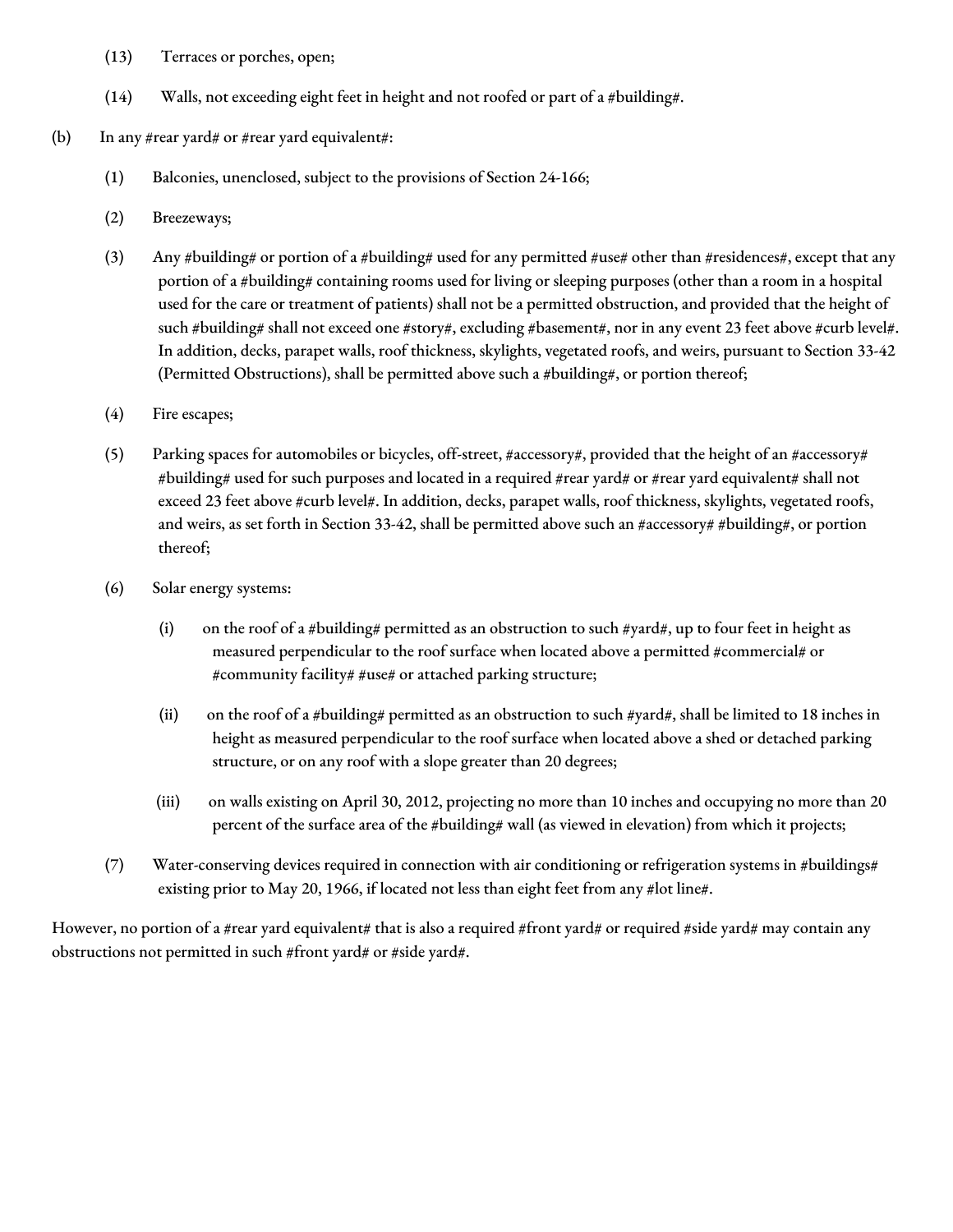(13) Terraces or porches, open;

(14) Walls, not exceeding eight feet in height and not roofed or part of a #building#.

(b) In any #rear yard# or #rear yard equivalent#:

(1) Balconies, unenclosed, subject to the provisions of Section 24-166;

(2) Breezeways;

(3) Any #building# or portion of a #building# used for any permitted #use# other than #residences#, except that any portion of a #building# containing rooms used for living or sleeping purposes (other than a room in a hospital used for the care or treatment of patients) shall not be a permitted obstruction, and provided that the height of such #building# shall not exceed one #story#, excluding #basement#, nor in any event 23 feet above #curb level#. In addition, decks, parapet walls, roof thickness, skylights, vegetated roofs, and weirs, pursuant to Section 33-42 (Permitted Obstructions), shall be permitted above such a #building#, or portion thereof;

(4) Fire escapes;

(5) Parking spaces for automobiles or bicycles, off-street, #accessory#, provided that the height of an #accessory# #building# used for such purposes and located in a required #rear yard# or #rear yard equivalent# shall not exceed 23 feet above #curb level#. In addition, decks, parapet walls, roof thickness, skylights, vegetated roofs, and weirs, as set forth in Section 33-42, shall be permitted above such an #accessory# #building#, or portion thereof;

(6) Solar energy systems:

(i) on the roof of a #building# permitted as an obstruction to such #yard#, up to four feet in height as measured perpendicular to the roof surface when located above a permitted #commercial# or #community facility# #use# or attached parking structure;

(ii) on the roof of a #building# permitted as an obstruction to such #yard#, shall be limited to 18 inches in height as measured perpendicular to the roof surface when located above a shed or detached parking structure, or on any roof with a slope greater than 20 degrees;

(iii) on walls existing on April 30, 2012, projecting no more than 10 inches and occupying no more than 20 percent of the surface area of the #building# wall (as viewed in elevation) from which it projects;

(7) Water-conserving devices required in connection with air conditioning or refrigeration systems in #buildings# existing prior to May 20, 1966, if located not less than eight feet from any #lot line#.

However, no portion of a #rear yard equivalent# that is also a required #front yard# or required #side yard# may contain any obstructions not permitted in such #front yard# or #side yard#.